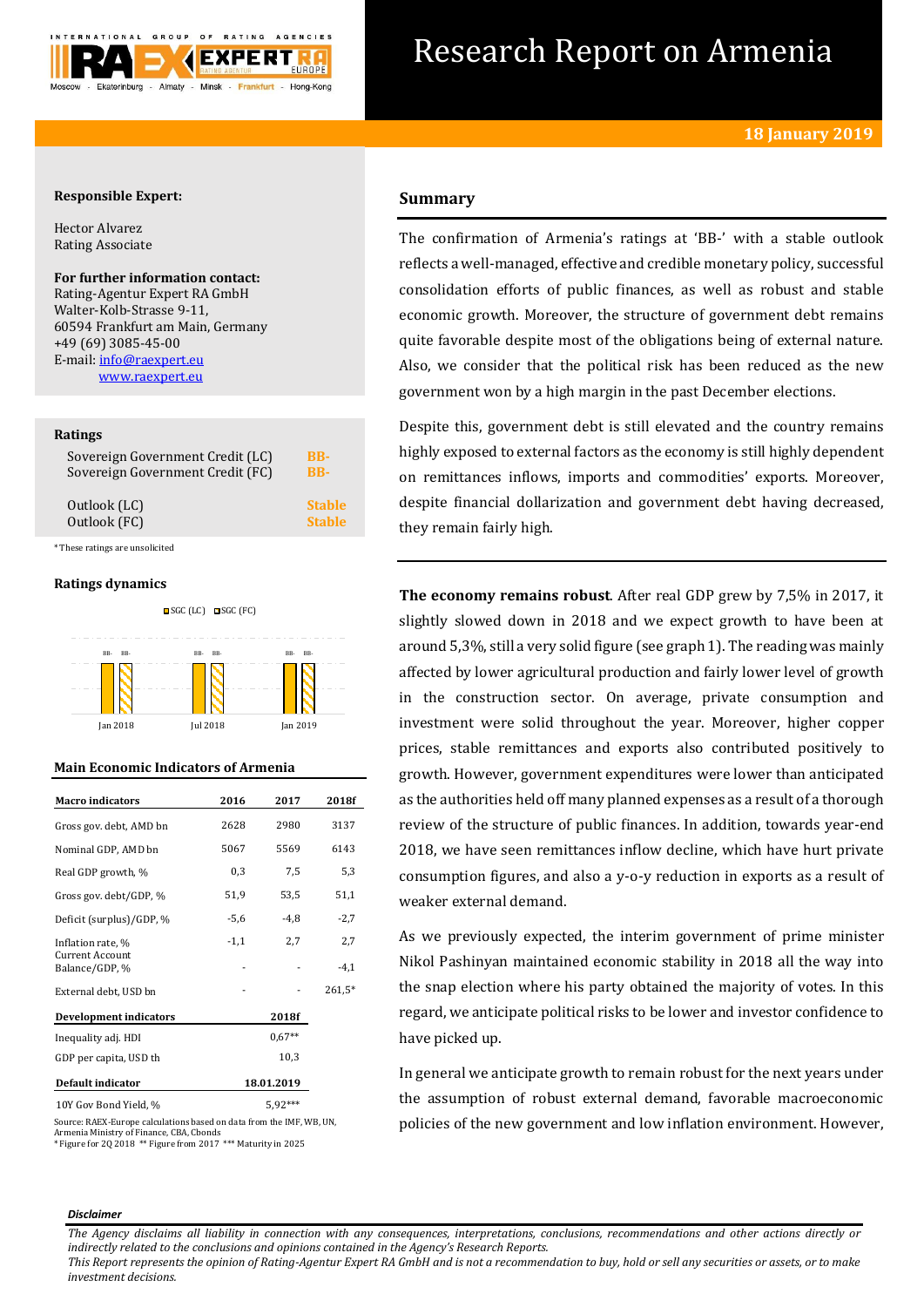# Research Report on Armenia

**18 January 2019**

**Responsible Expert:**

Hector Alvarez
Rating Associate

**For further information contact:**
Rating-Agentur Expert RA GmbH
Walter-Kolb-Strasse 9-11,
60594 Frankfurt am Main, Germany
+49 (69) 3085-45-00
E-mail: info@raexpert.eu
www.raexpert.eu

**Ratings**

| | |
|---|---|
| Sovereign Government Credit (LC) | BB- |
| Sovereign Government Credit (FC) | BB- |
| Outlook (LC) | Stable |
| Outlook (FC) | Stable |

*These ratings are unsolicited

**Ratings dynamics**

| | Jan 2018 | Jul 2018 | Jan 2019 |
|---|---|---|---|
| SGC (LC) | BB- | BB- | BB- |
| SGC (FC) | BB- | BB- | BB- |

**Main Economic Indicators of Armenia**

| Macro indicators | 2016 | 2017 | 2018f |
|---|---|---|---|
| Gross gov. debt, AMD bn | 2628 | 2980 | 3137 |
| Nominal GDP, AMD bn | 5067 | 5569 | 6143 |
| Real GDP growth, % | 0,3 | 7,5 | 5,3 |
| Gross gov. debt/GDP, % | 51,9 | 53,5 | 51,1 |
| Deficit (surplus)/GDP, % | -5,6 | -4,8 | -2,7 |
| Inflation rate, % | -1,1 | 2,7 | 2,7 |
| Current Account Balance/GDP, % | - | - | -4,1 |
| External debt, USD bn | - | - | 261,5* |

| Development indicators | 2018f |
|---|---|
| Inequality adj. HDI | 0,67** |
| GDP per capita, USD th | 10,3 |

| Default indicator | 18.01.2019 |
|---|---|
| 10Y Gov Bond Yield, % | 5,92*** |

Source: RAEX-Europe calculations based on data from the IMF, WB, UN, Armenia Ministry of Finance, CBA, Cbonds
* Figure for 2Q 2018 ** Figure from 2017 *** Maturity in 2025

## Summary

The confirmation of Armenia's ratings at 'BB-' with a stable outlook reflects a well-managed, effective and credible monetary policy, successful consolidation efforts of public finances, as well as robust and stable economic growth. Moreover, the structure of government debt remains quite favorable despite most of the obligations being of external nature. Also, we consider that the political risk has been reduced as the new government won by a high margin in the past December elections.

Despite this, government debt is still elevated and the country remains highly exposed to external factors as the economy is still highly dependent on remittances inflows, imports and commodities' exports. Moreover, despite financial dollarization and government debt having decreased, they remain fairly high.

**The economy remains robust**. After real GDP grew by 7,5% in 2017, it slightly slowed down in 2018 and we expect growth to have been at around 5,3%, still a very solid figure (see graph 1). The reading was mainly affected by lower agricultural production and fairly lower level of growth in the construction sector. On average, private consumption and investment were solid throughout the year. Moreover, higher copper prices, stable remittances and exports also contributed positively to growth. However, government expenditures were lower than anticipated as the authorities held off many planned expenses as a result of a thorough review of the structure of public finances. In addition, towards year-end 2018, we have seen remittances inflow decline, which have hurt private consumption figures, and also a y-o-y reduction in exports as a result of weaker external demand.

As we previously expected, the interim government of prime minister Nikol Pashinyan maintained economic stability in 2018 all the way into the snap election where his party obtained the majority of votes. In this regard, we anticipate political risks to be lower and investor confidence to have picked up.

In general we anticipate growth to remain robust for the next years under the assumption of robust external demand, favorable macroeconomic policies of the new government and low inflation environment. However,

*Disclaimer*

*The Agency disclaims all liability in connection with any consequences, interpretations, conclusions, recommendations and other actions directly or indirectly related to the conclusions and opinions contained in the Agency's Research Reports.*
*This Report represents the opinion of Rating-Agentur Expert RA GmbH and is not a recommendation to buy, hold or sell any securities or assets, or to make investment decisions.*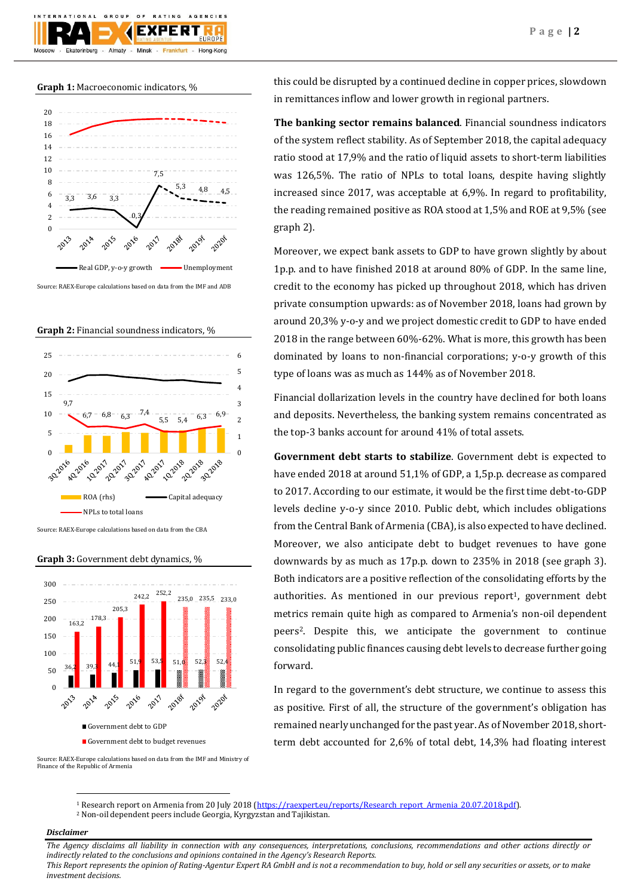**Graph 1:** Macroeconomic indicators, %

| | 2013 | 2014 | 2015 | 2016 | 2017 | 2018f | 2019f | 2020f |
|---|---|---|---|---|---|---|---|---|
| Real GDP, y-o-y growth | 3,3 | 3,6 | 3,3 | 0,3 | 7,5 | 5,3 | 4,8 | 4,5 |

Source: RAEX-Europe calculations based on data from the IMF and ADB

**Graph 2:** Financial soundness indicators, %

| | 3Q 2016 | 4Q 2016 | 1Q 2017 | 2Q 2017 | 3Q 2017 | 4Q 2017 | 1Q 2018 | 2Q 2018 | 3Q 2018 |
|---|---|---|---|---|---|---|---|---|---|
| NPLs to total loans | 9,7 | 6,7 | 6,8 | 6,3 | 7,4 | 5,5 | 5,4 | 6,3 | 6,9 |

Source: RAEX-Europe calculations based on data from the CBA

**Graph 3:** Government debt dynamics, %

| | 2013 | 2014 | 2015 | 2016 | 2017 | 2018f | 2019f | 2020f |
|---|---|---|---|---|---|---|---|---|
| Government debt to GDP | 36,2 | 39,3 | 44,1 | 51,9 | 53,5 | 51,0 | 52,3 | 52,4 |
| Government debt to budget revenues | 163,2 | 178,3 | 205,3 | 242,2 | 252,2 | 235,0 | 235,5 | 233,0 |

Source: RAEX-Europe calculations based on data from the IMF and Ministry of Finance of the Republic of Armenia

this could be disrupted by a continued decline in copper prices, slowdown in remittances inflow and lower growth in regional partners.

**The banking sector remains balanced**. Financial soundness indicators of the system reflect stability. As of September 2018, the capital adequacy ratio stood at 17,9% and the ratio of liquid assets to short-term liabilities was 126,5%. The ratio of NPLs to total loans, despite having slightly increased since 2017, was acceptable at 6,9%. In regard to profitability, the reading remained positive as ROA stood at 1,5% and ROE at 9,5% (see graph 2).

Moreover, we expect bank assets to GDP to have grown slightly by about 1p.p. and to have finished 2018 at around 80% of GDP. In the same line, credit to the economy has picked up throughout 2018, which has driven private consumption upwards: as of November 2018, loans had grown by around 20,3% y-o-y and we project domestic credit to GDP to have ended 2018 in the range between 60%-62%. What is more, this growth has been dominated by loans to non-financial corporations; y-o-y growth of this type of loans was as much as 144% as of November 2018.

Financial dollarization levels in the country have declined for both loans and deposits. Nevertheless, the banking system remains concentrated as the top-3 banks account for around 41% of total assets.

**Government debt starts to stabilize**. Government debt is expected to have ended 2018 at around 51,1% of GDP, a 1,5p.p. decrease as compared to 2017. According to our estimate, it would be the first time debt-to-GDP levels decline y-o-y since 2010. Public debt, which includes obligations from the Central Bank of Armenia (CBA), is also expected to have declined. Moreover, we also anticipate debt to budget revenues to have gone downwards by as much as 17p.p. down to 235% in 2018 (see graph 3). Both indicators are a positive reflection of the consolidating efforts by the authorities. As mentioned in our previous report[1], government debt metrics remain quite high as compared to Armenia's non-oil dependent peers[2]. Despite this, we anticipate the government to continue consolidating public finances causing debt levels to decrease further going forward.

In regard to the government's debt structure, we continue to assess this as positive. First of all, the structure of the government's obligation has remained nearly unchanged for the past year. As of November 2018, short-term debt accounted for 2,6% of total debt, 14,3% had floating interest

[1] Research report on Armenia from 20 July 2018 (https://raexpert.eu/reports/Research_report_Armenia_20.07.2018.pdf).
[2] Non-oil dependent peers include Georgia, Kyrgyzstan and Tajikistan.

***Disclaimer***

*The Agency disclaims all liability in connection with any consequences, interpretations, conclusions, recommendations and other actions directly or indirectly related to the conclusions and opinions contained in the Agency's Research Reports.*
*This Report represents the opinion of Rating-Agentur Expert RA GmbH and is not a recommendation to buy, hold or sell any securities or assets, or to make investment decisions.*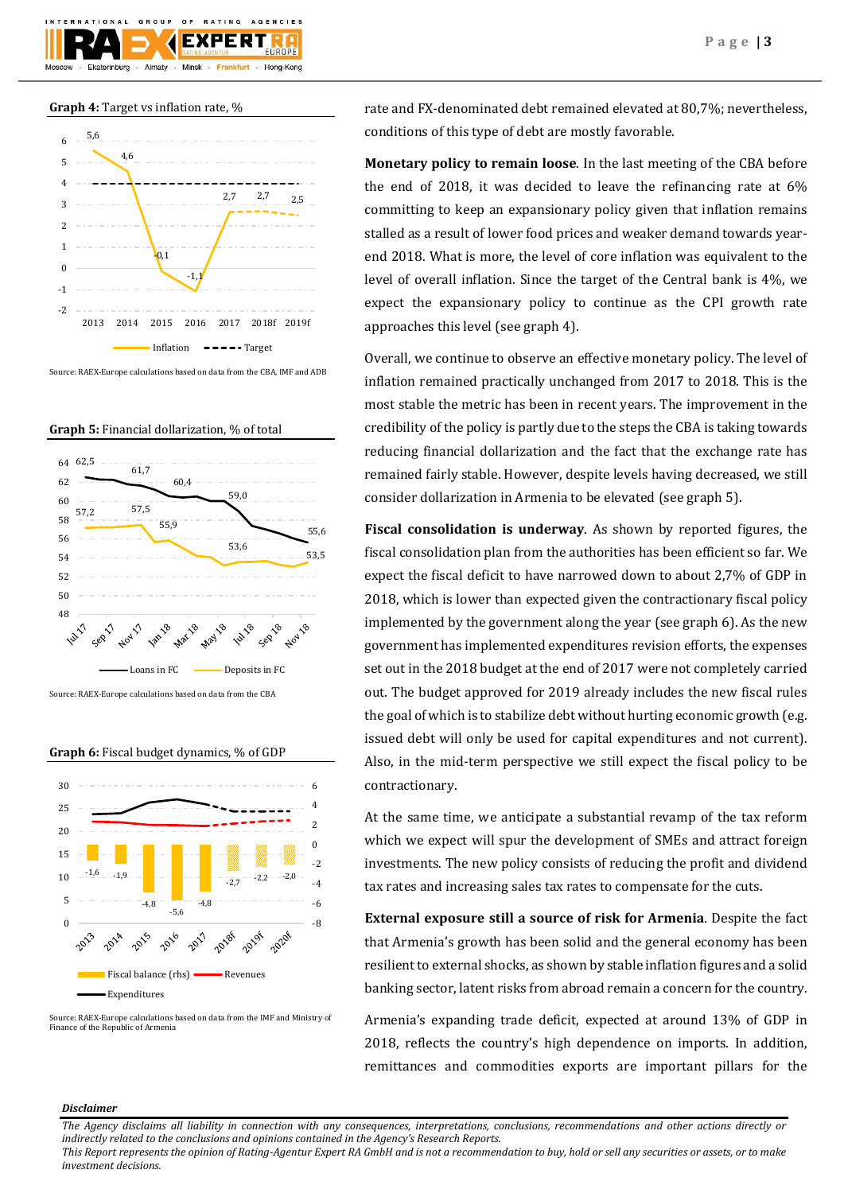**Graph 4:** Target vs inflation rate, %

Source: RAEX-Europe calculations based on data from the CBA, IMF and ADB

**Graph 5:** Financial dollarization, % of total

Source: RAEX-Europe calculations based on data from the CBA

**Graph 6:** Fiscal budget dynamics, % of GDP

Source: RAEX-Europe calculations based on data from the IMF and Ministry of Finance of the Republic of Armenia

rate and FX-denominated debt remained elevated at 80,7%; nevertheless, conditions of this type of debt are mostly favorable.

**Monetary policy to remain loose**. In the last meeting of the CBA before the end of 2018, it was decided to leave the refinancing rate at 6% committing to keep an expansionary policy given that inflation remains stalled as a result of lower food prices and weaker demand towards year-end 2018. What is more, the level of core inflation was equivalent to the level of overall inflation. Since the target of the Central bank is 4%, we expect the expansionary policy to continue as the CPI growth rate approaches this level (see graph 4).

Overall, we continue to observe an effective monetary policy. The level of inflation remained practically unchanged from 2017 to 2018. This is the most stable the metric has been in recent years. The improvement in the credibility of the policy is partly due to the steps the CBA is taking towards reducing financial dollarization and the fact that the exchange rate has remained fairly stable. However, despite levels having decreased, we still consider dollarization in Armenia to be elevated (see graph 5).

**Fiscal consolidation is underway**. As shown by reported figures, the fiscal consolidation plan from the authorities has been efficient so far. We expect the fiscal deficit to have narrowed down to about 2,7% of GDP in 2018, which is lower than expected given the contractionary fiscal policy implemented by the government along the year (see graph 6). As the new government has implemented expenditures revision efforts, the expenses set out in the 2018 budget at the end of 2017 were not completely carried out. The budget approved for 2019 already includes the new fiscal rules the goal of which is to stabilize debt without hurting economic growth (e.g. issued debt will only be used for capital expenditures and not current). Also, in the mid-term perspective we still expect the fiscal policy to be contractionary.

At the same time, we anticipate a substantial revamp of the tax reform which we expect will spur the development of SMEs and attract foreign investments. The new policy consists of reducing the profit and dividend tax rates and increasing sales tax rates to compensate for the cuts.

**External exposure still a source of risk for Armenia**. Despite the fact that Armenia's growth has been solid and the general economy has been resilient to external shocks, as shown by stable inflation figures and a solid banking sector, latent risks from abroad remain a concern for the country.

Armenia's expanding trade deficit, expected at around 13% of GDP in 2018, reflects the country's high dependence on imports. In addition, remittances and commodities exports are important pillars for the

***Disclaimer***

*The Agency disclaims all liability in connection with any consequences, interpretations, conclusions, recommendations and other actions directly or indirectly related to the conclusions and opinions contained in the Agency's Research Reports.*
*This Report represents the opinion of Rating-Agentur Expert RA GmbH and is not a recommendation to buy, hold or sell any securities or assets, or to make investment decisions.*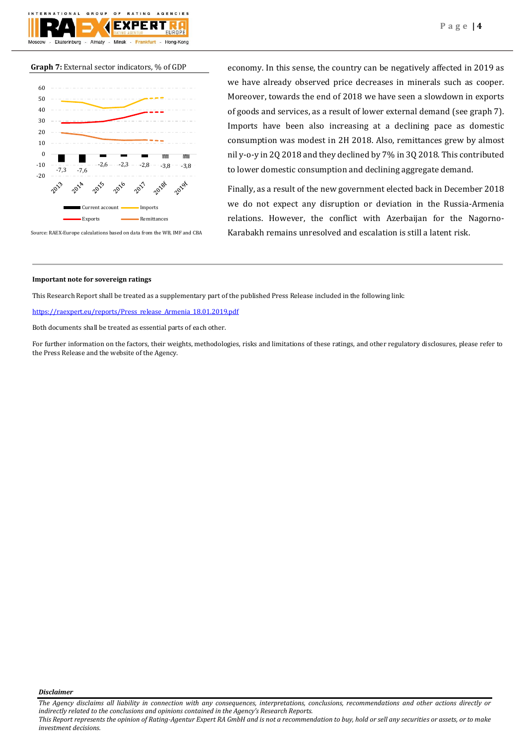**Graph 7:** External sector indicators, % of GDP

60
50
40
30
20
10
0
-10
-20

-7,3
-7,6
-2,6
-2,3
-2,8
-3,8
-3,8

2013
2014
2015
2016
2017
2018f
2019f

Current account
Imports
Exports
Remittances

Source: RAEX-Europe calculations based on data from the WB, IMF and CBA

economy. In this sense, the country can be negatively affected in 2019 as we have already observed price decreases in minerals such as cooper. Moreover, towards the end of 2018 we have seen a slowdown in exports of goods and services, as a result of lower external demand (see graph 7). Imports have been also increasing at a declining pace as domestic consumption was modest in 2H 2018. Also, remittances grew by almost nil y-o-y in 2Q 2018 and they declined by 7% in 3Q 2018. This contributed to lower domestic consumption and declining aggregate demand.

Finally, as a result of the new government elected back in December 2018 we do not expect any disruption or deviation in the Russia-Armenia relations. However, the conflict with Azerbaijan for the Nagorno-Karabakh remains unresolved and escalation is still a latent risk.

---

**Important note for sovereign ratings**

This Research Report shall be treated as a supplementary part of the published Press Release included in the following link:

https://raexpert.eu/reports/Press_release_Armenia_18.01.2019.pdf

Both documents shall be treated as essential parts of each other.

For further information on the factors, their weights, methodologies, risks and limitations of these ratings, and other regulatory disclosures, please refer to the Press Release and the website of the Agency.

***Disclaimer***

*The Agency disclaims all liability in connection with any consequences, interpretations, conclusions, recommendations and other actions directly or indirectly related to the conclusions and opinions contained in the Agency's Research Reports.*
*This Report represents the opinion of Rating-Agentur Expert RA GmbH and is not a recommendation to buy, hold or sell any securities or assets, or to make investment decisions.*